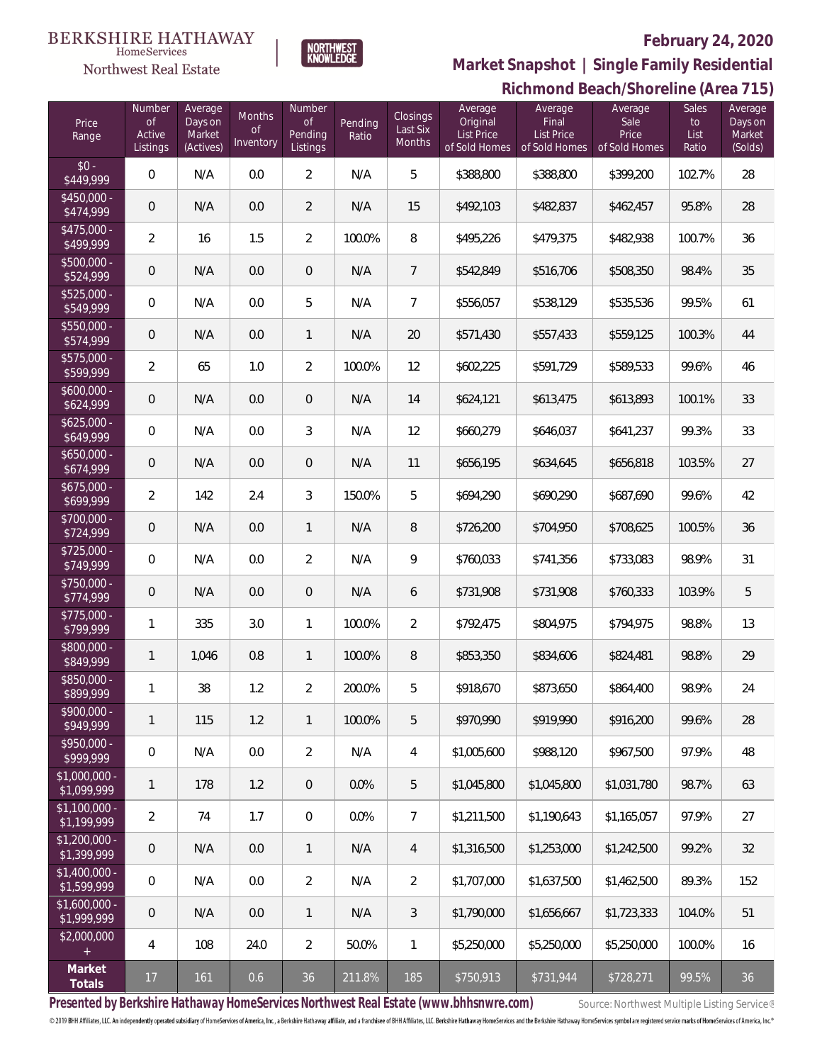BERKSHIRE HATHAWAY HomeServices Northwest Real Estate

NORTHWEST KNOWLEDGE

**February 24, 2020**

## Market Snapshot | Single Family Residential

## Richmond Beach/Shoreline (Area 715)

| Price Range | Number of Active Listings | Average Days on Market (Actives) | Months of Inventory | Number of Pending Listings | Pending Ratio | Closings Last Six Months | Average Original List Price of Sold Homes | Average Final List Price of Sold Homes | Average Sale Price of Sold Homes | Sales to List Ratio | Average Days on Market (Solds) |
|---|---|---|---|---|---|---|---|---|---|---|---|
| $0 - $449,999 | 0 | N/A | 0.0 | 2 | N/A | 5 | $388,800 | $388,800 | $399,200 | 102.7% | 28 |
| $450,000 - $474,999 | 0 | N/A | 0.0 | 2 | N/A | 15 | $492,103 | $482,837 | $462,457 | 95.8% | 28 |
| $475,000 - $499,999 | 2 | 16 | 1.5 | 2 | 100.0% | 8 | $495,226 | $479,375 | $482,938 | 100.7% | 36 |
| $500,000 - $524,999 | 0 | N/A | 0.0 | 0 | N/A | 7 | $542,849 | $516,706 | $508,350 | 98.4% | 35 |
| $525,000 - $549,999 | 0 | N/A | 0.0 | 5 | N/A | 7 | $556,057 | $538,129 | $535,536 | 99.5% | 61 |
| $550,000 - $574,999 | 0 | N/A | 0.0 | 1 | N/A | 20 | $571,430 | $557,433 | $559,125 | 100.3% | 44 |
| $575,000 - $599,999 | 2 | 65 | 1.0 | 2 | 100.0% | 12 | $602,225 | $591,729 | $589,533 | 99.6% | 46 |
| $600,000 - $624,999 | 0 | N/A | 0.0 | 0 | N/A | 14 | $624,121 | $613,475 | $613,893 | 100.1% | 33 |
| $625,000 - $649,999 | 0 | N/A | 0.0 | 3 | N/A | 12 | $660,279 | $646,037 | $641,237 | 99.3% | 33 |
| $650,000 - $674,999 | 0 | N/A | 0.0 | 0 | N/A | 11 | $656,195 | $634,645 | $656,818 | 103.5% | 27 |
| $675,000 - $699,999 | 2 | 142 | 2.4 | 3 | 150.0% | 5 | $694,290 | $690,290 | $687,690 | 99.6% | 42 |
| $700,000 - $724,999 | 0 | N/A | 0.0 | 1 | N/A | 8 | $726,200 | $704,950 | $708,625 | 100.5% | 36 |
| $725,000 - $749,999 | 0 | N/A | 0.0 | 2 | N/A | 9 | $760,033 | $741,356 | $733,083 | 98.9% | 31 |
| $750,000 - $774,999 | 0 | N/A | 0.0 | 0 | N/A | 6 | $731,908 | $731,908 | $760,333 | 103.9% | 5 |
| $775,000 - $799,999 | 1 | 335 | 3.0 | 1 | 100.0% | 2 | $792,475 | $804,975 | $794,975 | 98.8% | 13 |
| $800,000 - $849,999 | 1 | 1,046 | 0.8 | 1 | 100.0% | 8 | $853,350 | $834,606 | $824,481 | 98.8% | 29 |
| $850,000 - $899,999 | 1 | 38 | 1.2 | 2 | 200.0% | 5 | $918,670 | $873,650 | $864,400 | 98.9% | 24 |
| $900,000 - $949,999 | 1 | 115 | 1.2 | 1 | 100.0% | 5 | $970,990 | $919,990 | $916,200 | 99.6% | 28 |
| $950,000 - $999,999 | 0 | N/A | 0.0 | 2 | N/A | 4 | $1,005,600 | $988,120 | $967,500 | 97.9% | 48 |
| $1,000,000 - $1,099,999 | 1 | 178 | 1.2 | 0 | 0.0% | 5 | $1,045,800 | $1,045,800 | $1,031,780 | 98.7% | 63 |
| $1,100,000 - $1,199,999 | 2 | 74 | 1.7 | 0 | 0.0% | 7 | $1,211,500 | $1,190,643 | $1,165,057 | 97.9% | 27 |
| $1,200,000 - $1,399,999 | 0 | N/A | 0.0 | 1 | N/A | 4 | $1,316,500 | $1,253,000 | $1,242,500 | 99.2% | 32 |
| $1,400,000 - $1,599,999 | 0 | N/A | 0.0 | 2 | N/A | 2 | $1,707,000 | $1,637,500 | $1,462,500 | 89.3% | 152 |
| $1,600,000 - $1,999,999 | 0 | N/A | 0.0 | 1 | N/A | 3 | $1,790,000 | $1,656,667 | $1,723,333 | 104.0% | 51 |
| $2,000,000 + | 4 | 108 | 24.0 | 2 | 50.0% | 1 | $5,250,000 | $5,250,000 | $5,250,000 | 100.0% | 16 |
| **Market Totals** | 17 | 161 | 0.6 | 36 | 211.8% | 185 | $750,913 | $731,944 | $728,271 | 99.5% | 36 |

**Presented by Berkshire Hathaway HomeServices Northwest Real Estate (www.bhhsnwre.com)**

Source: Northwest Multiple Listing Service®

© 2019 BHH Affiliates, LLC. An independently operated subsidiary of HomeServices of America, Inc., a Berkshire Hathaway affiliate, and a franchisee of BHH Affiliates, LLC. Berkshire Hathaway HomeServices and the Berkshire Hathaway HomeServices symbol are registered service marks of HomeServices of America, Inc.®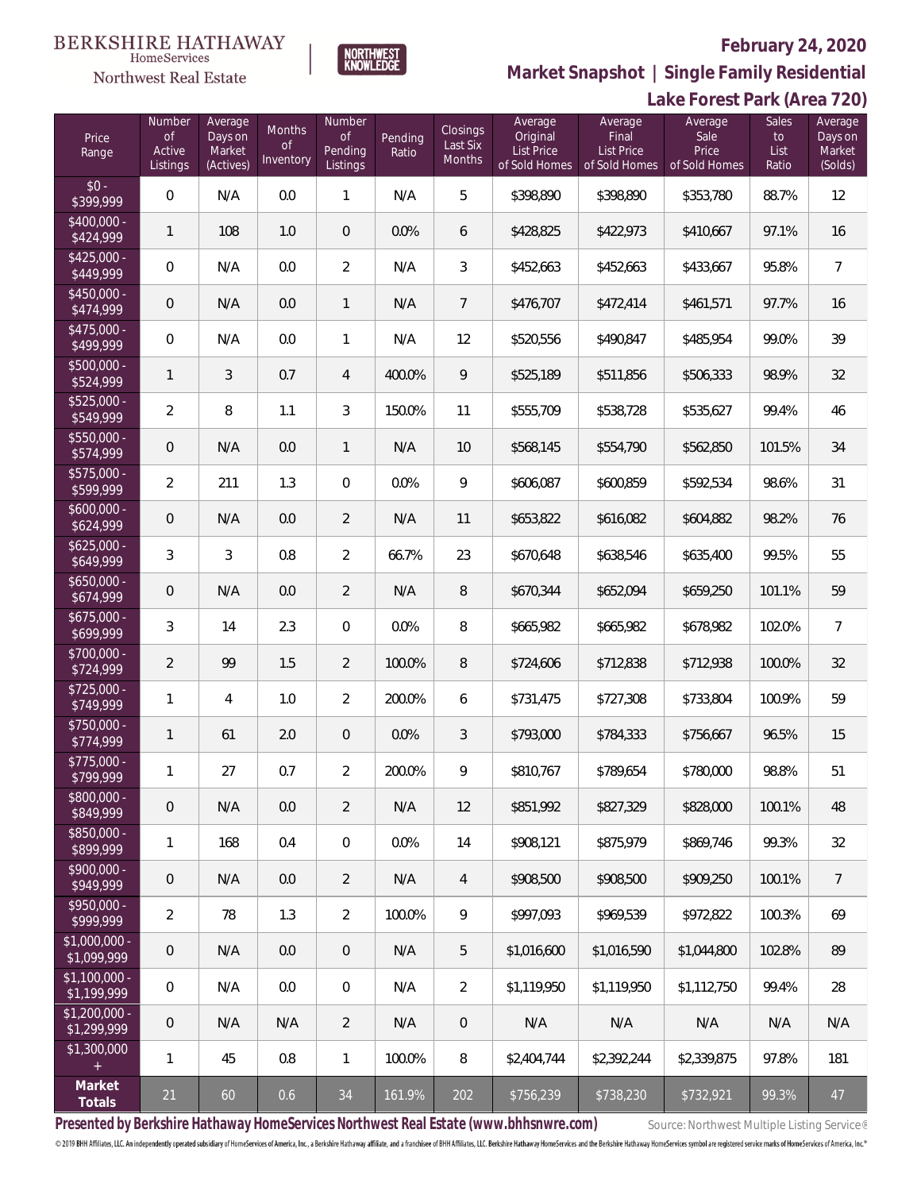BERKSHIRE HATHAWAY HomeServices Northwest Real Estate

NORTHWEST KNOWLEDGE

## February 24, 2020

## Market Snapshot | Single Family Residential

## Lake Forest Park (Area 720)

| Price Range | Number of Active Listings | Average Days on Market (Actives) | Months of Inventory | Number of Pending Listings | Pending Ratio | Closings Last Six Months | Average Original List Price of Sold Homes | Average Final List Price of Sold Homes | Average Sale Price of Sold Homes | Sales to List Ratio | Average Days on Market (Solds) |
|---|---|---|---|---|---|---|---|---|---|---|---|
| $0 - $399,999 | 0 | N/A | 0.0 | 1 | N/A | 5 | $398,890 | $398,890 | $353,780 | 88.7% | 12 |
| $400,000 - $424,999 | 1 | 108 | 1.0 | 0 | 0.0% | 6 | $428,825 | $422,973 | $410,667 | 97.1% | 16 |
| $425,000 - $449,999 | 0 | N/A | 0.0 | 2 | N/A | 3 | $452,663 | $452,663 | $433,667 | 95.8% | 7 |
| $450,000 - $474,999 | 0 | N/A | 0.0 | 1 | N/A | 7 | $476,707 | $472,414 | $461,571 | 97.7% | 16 |
| $475,000 - $499,999 | 0 | N/A | 0.0 | 1 | N/A | 12 | $520,556 | $490,847 | $485,954 | 99.0% | 39 |
| $500,000 - $524,999 | 1 | 3 | 0.7 | 4 | 400.0% | 9 | $525,189 | $511,856 | $506,333 | 98.9% | 32 |
| $525,000 - $549,999 | 2 | 8 | 1.1 | 3 | 150.0% | 11 | $555,709 | $538,728 | $535,627 | 99.4% | 46 |
| $550,000 - $574,999 | 0 | N/A | 0.0 | 1 | N/A | 10 | $568,145 | $554,790 | $562,850 | 101.5% | 34 |
| $575,000 - $599,999 | 2 | 211 | 1.3 | 0 | 0.0% | 9 | $606,087 | $600,859 | $592,534 | 98.6% | 31 |
| $600,000 - $624,999 | 0 | N/A | 0.0 | 2 | N/A | 11 | $653,822 | $616,082 | $604,882 | 98.2% | 76 |
| $625,000 - $649,999 | 3 | 3 | 0.8 | 2 | 66.7% | 23 | $670,648 | $638,546 | $635,400 | 99.5% | 55 |
| $650,000 - $674,999 | 0 | N/A | 0.0 | 2 | N/A | 8 | $670,344 | $652,094 | $659,250 | 101.1% | 59 |
| $675,000 - $699,999 | 3 | 14 | 2.3 | 0 | 0.0% | 8 | $665,982 | $665,982 | $678,982 | 102.0% | 7 |
| $700,000 - $724,999 | 2 | 99 | 1.5 | 2 | 100.0% | 8 | $724,606 | $712,838 | $712,938 | 100.0% | 32 |
| $725,000 - $749,999 | 1 | 4 | 1.0 | 2 | 200.0% | 6 | $731,475 | $727,308 | $733,804 | 100.9% | 59 |
| $750,000 - $774,999 | 1 | 61 | 2.0 | 0 | 0.0% | 3 | $793,000 | $784,333 | $756,667 | 96.5% | 15 |
| $775,000 - $799,999 | 1 | 27 | 0.7 | 2 | 200.0% | 9 | $810,767 | $789,654 | $780,000 | 98.8% | 51 |
| $800,000 - $849,999 | 0 | N/A | 0.0 | 2 | N/A | 12 | $851,992 | $827,329 | $828,000 | 100.1% | 48 |
| $850,000 - $899,999 | 1 | 168 | 0.4 | 0 | 0.0% | 14 | $908,121 | $875,979 | $869,746 | 99.3% | 32 |
| $900,000 - $949,999 | 0 | N/A | 0.0 | 2 | N/A | 4 | $908,500 | $908,500 | $909,250 | 100.1% | 7 |
| $950,000 - $999,999 | 2 | 78 | 1.3 | 2 | 100.0% | 9 | $997,093 | $969,539 | $972,822 | 100.3% | 69 |
| $1,000,000 - $1,099,999 | 0 | N/A | 0.0 | 0 | N/A | 5 | $1,016,600 | $1,016,590 | $1,044,800 | 102.8% | 89 |
| $1,100,000 - $1,199,999 | 0 | N/A | 0.0 | 0 | N/A | 2 | $1,119,950 | $1,119,950 | $1,112,750 | 99.4% | 28 |
| $1,200,000 - $1,299,999 | 0 | N/A | N/A | 2 | N/A | 0 | N/A | N/A | N/A | N/A | N/A |
| $1,300,000 + | 1 | 45 | 0.8 | 1 | 100.0% | 8 | $2,404,744 | $2,392,244 | $2,339,875 | 97.8% | 181 |
| **Market Totals** | 21 | 60 | 0.6 | 34 | 161.9% | 202 | $756,239 | $738,230 | $732,921 | 99.3% | 47 |

**Presented by Berkshire Hathaway HomeServices Northwest Real Estate (www.bhhsnwre.com)**

Source: Northwest Multiple Listing Service®

© 2019 BHH Affiliates, LLC. An independently operated subsidiary of HomeServices of America, Inc., a Berkshire Hathaway affiliate, and a franchisee of BHH Affiliates, LLC. Berkshire Hathaway HomeServices and the Berkshire Hathaway HomeServices symbol are registered service marks of HomeServices of America, Inc.®